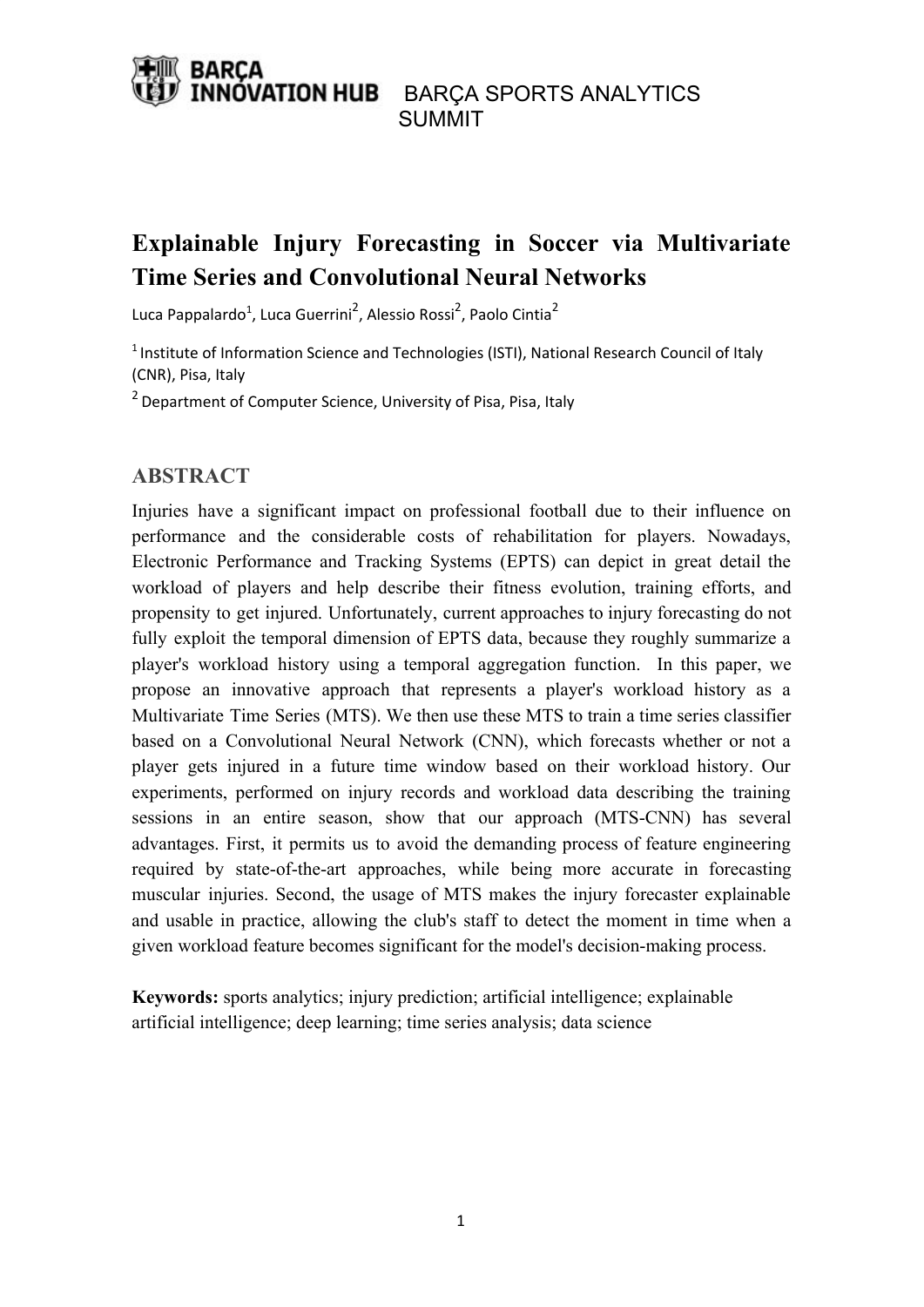# Explainable Injury Forecasting in Soccer via Multivariate Time Series and Convolutional Neural Networks

Luca Pappalardo[1], Luca Guerrini[2], Alessio Rossi[2], Paolo Cintia[2]

[1] Institute of Information Science and Technologies (ISTI), National Research Council of Italy (CNR), Pisa, Italy

[2] Department of Computer Science, University of Pisa, Pisa, Italy

## ABSTRACT

Injuries have a significant impact on professional football due to their influence on performance and the considerable costs of rehabilitation for players. Nowadays, Electronic Performance and Tracking Systems (EPTS) can depict in great detail the workload of players and help describe their fitness evolution, training efforts, and propensity to get injured. Unfortunately, current approaches to injury forecasting do not fully exploit the temporal dimension of EPTS data, because they roughly summarize a player's workload history using a temporal aggregation function. In this paper, we propose an innovative approach that represents a player's workload history as a Multivariate Time Series (MTS). We then use these MTS to train a time series classifier based on a Convolutional Neural Network (CNN), which forecasts whether or not a player gets injured in a future time window based on their workload history. Our experiments, performed on injury records and workload data describing the training sessions in an entire season, show that our approach (MTS-CNN) has several advantages. First, it permits us to avoid the demanding process of feature engineering required by state-of-the-art approaches, while being more accurate in forecasting muscular injuries. Second, the usage of MTS makes the injury forecaster explainable and usable in practice, allowing the club's staff to detect the moment in time when a given workload feature becomes significant for the model's decision-making process.

**Keywords:** sports analytics; injury prediction; artificial intelligence; explainable artificial intelligence; deep learning; time series analysis; data science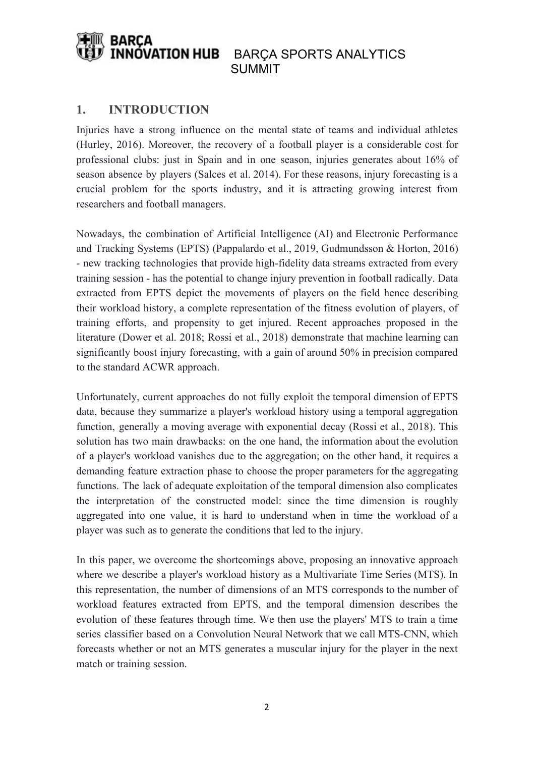## 1. INTRODUCTION

Injuries have a strong influence on the mental state of teams and individual athletes (Hurley, 2016). Moreover, the recovery of a football player is a considerable cost for professional clubs: just in Spain and in one season, injuries generates about 16% of season absence by players (Salces et al. 2014). For these reasons, injury forecasting is a crucial problem for the sports industry, and it is attracting growing interest from researchers and football managers.

Nowadays, the combination of Artificial Intelligence (AI) and Electronic Performance and Tracking Systems (EPTS) (Pappalardo et al., 2019, Gudmundsson & Horton, 2016) - new tracking technologies that provide high-fidelity data streams extracted from every training session - has the potential to change injury prevention in football radically. Data extracted from EPTS depict the movements of players on the field hence describing their workload history, a complete representation of the fitness evolution of players, of training efforts, and propensity to get injured. Recent approaches proposed in the literature (Dower et al. 2018; Rossi et al., 2018) demonstrate that machine learning can significantly boost injury forecasting, with a gain of around 50% in precision compared to the standard ACWR approach.

Unfortunately, current approaches do not fully exploit the temporal dimension of EPTS data, because they summarize a player's workload history using a temporal aggregation function, generally a moving average with exponential decay (Rossi et al., 2018). This solution has two main drawbacks: on the one hand, the information about the evolution of a player's workload vanishes due to the aggregation; on the other hand, it requires a demanding feature extraction phase to choose the proper parameters for the aggregating functions. The lack of adequate exploitation of the temporal dimension also complicates the interpretation of the constructed model: since the time dimension is roughly aggregated into one value, it is hard to understand when in time the workload of a player was such as to generate the conditions that led to the injury.

In this paper, we overcome the shortcomings above, proposing an innovative approach where we describe a player's workload history as a Multivariate Time Series (MTS). In this representation, the number of dimensions of an MTS corresponds to the number of workload features extracted from EPTS, and the temporal dimension describes the evolution of these features through time. We then use the players' MTS to train a time series classifier based on a Convolution Neural Network that we call MTS-CNN, which forecasts whether or not an MTS generates a muscular injury for the player in the next match or training session.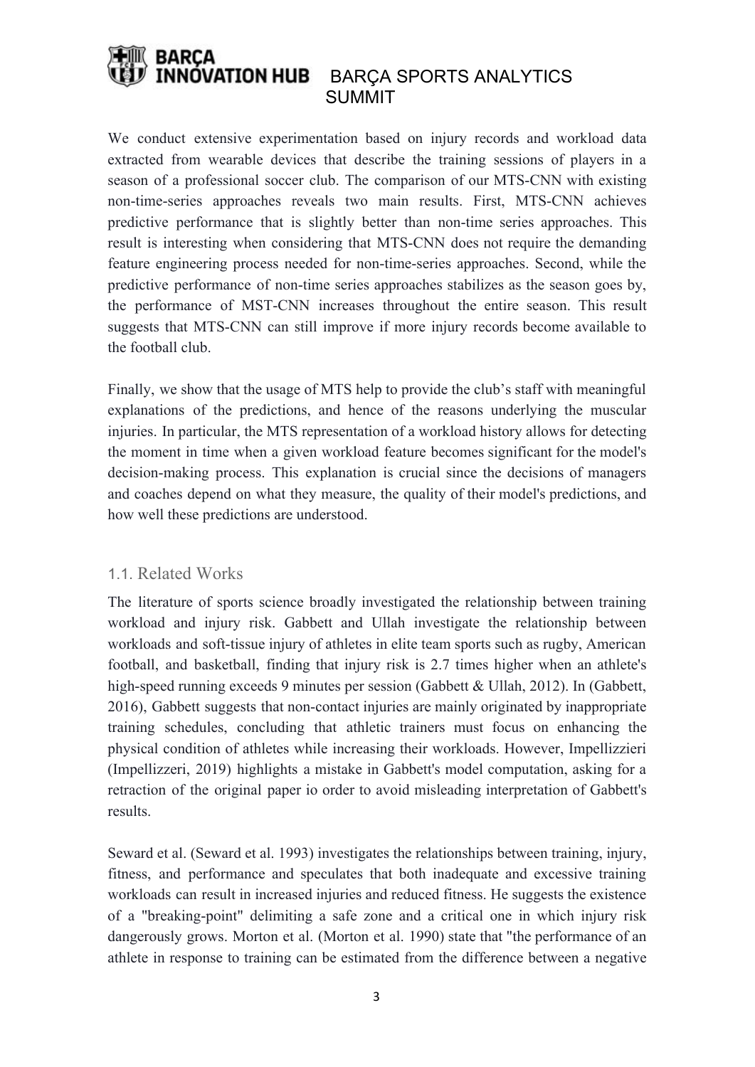We conduct extensive experimentation based on injury records and workload data extracted from wearable devices that describe the training sessions of players in a season of a professional soccer club. The comparison of our MTS-CNN with existing non-time-series approaches reveals two main results. First, MTS-CNN achieves predictive performance that is slightly better than non-time series approaches. This result is interesting when considering that MTS-CNN does not require the demanding feature engineering process needed for non-time-series approaches. Second, while the predictive performance of non-time series approaches stabilizes as the season goes by, the performance of MST-CNN increases throughout the entire season. This result suggests that MTS-CNN can still improve if more injury records become available to the football club.

Finally, we show that the usage of MTS help to provide the club's staff with meaningful explanations of the predictions, and hence of the reasons underlying the muscular injuries. In particular, the MTS representation of a workload history allows for detecting the moment in time when a given workload feature becomes significant for the model's decision-making process. This explanation is crucial since the decisions of managers and coaches depend on what they measure, the quality of their model's predictions, and how well these predictions are understood.

## 1.1. Related Works

The literature of sports science broadly investigated the relationship between training workload and injury risk. Gabbett and Ullah investigate the relationship between workloads and soft-tissue injury of athletes in elite team sports such as rugby, American football, and basketball, finding that injury risk is 2.7 times higher when an athlete's high-speed running exceeds 9 minutes per session (Gabbett & Ullah, 2012). In (Gabbett, 2016), Gabbett suggests that non-contact injuries are mainly originated by inappropriate training schedules, concluding that athletic trainers must focus on enhancing the physical condition of athletes while increasing their workloads. However, Impellizzieri (Impellizzeri, 2019) highlights a mistake in Gabbett's model computation, asking for a retraction of the original paper io order to avoid misleading interpretation of Gabbett's results.

Seward et al. (Seward et al. 1993) investigates the relationships between training, injury, fitness, and performance and speculates that both inadequate and excessive training workloads can result in increased injuries and reduced fitness. He suggests the existence of a "breaking-point" delimiting a safe zone and a critical one in which injury risk dangerously grows. Morton et al. (Morton et al. 1990) state that "the performance of an athlete in response to training can be estimated from the difference between a negative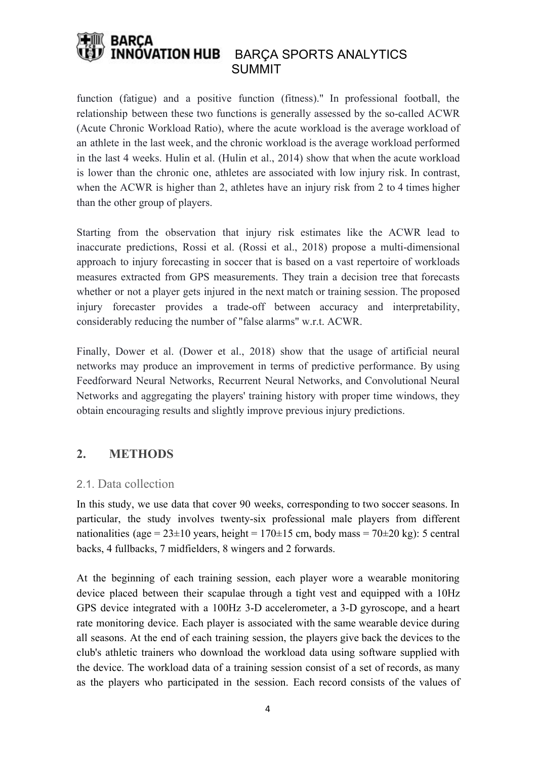function (fatigue) and a positive function (fitness)." In professional football, the relationship between these two functions is generally assessed by the so-called ACWR (Acute Chronic Workload Ratio), where the acute workload is the average workload of an athlete in the last week, and the chronic workload is the average workload performed in the last 4 weeks. Hulin et al. (Hulin et al., 2014) show that when the acute workload is lower than the chronic one, athletes are associated with low injury risk. In contrast, when the ACWR is higher than 2, athletes have an injury risk from 2 to 4 times higher than the other group of players.

Starting from the observation that injury risk estimates like the ACWR lead to inaccurate predictions, Rossi et al. (Rossi et al., 2018) propose a multi-dimensional approach to injury forecasting in soccer that is based on a vast repertoire of workloads measures extracted from GPS measurements. They train a decision tree that forecasts whether or not a player gets injured in the next match or training session. The proposed injury forecaster provides a trade-off between accuracy and interpretability, considerably reducing the number of "false alarms" w.r.t. ACWR.

Finally, Dower et al. (Dower et al., 2018) show that the usage of artificial neural networks may produce an improvement in terms of predictive performance. By using Feedforward Neural Networks, Recurrent Neural Networks, and Convolutional Neural Networks and aggregating the players' training history with proper time windows, they obtain encouraging results and slightly improve previous injury predictions.

## 2. METHODS

### 2.1. Data collection

In this study, we use data that cover 90 weeks, corresponding to two soccer seasons. In particular, the study involves twenty-six professional male players from different nationalities (age = 23±10 years, height = 170±15 cm, body mass = 70±20 kg): 5 central backs, 4 fullbacks, 7 midfielders, 8 wingers and 2 forwards.

At the beginning of each training session, each player wore a wearable monitoring device placed between their scapulae through a tight vest and equipped with a 10Hz GPS device integrated with a 100Hz 3-D accelerometer, a 3-D gyroscope, and a heart rate monitoring device. Each player is associated with the same wearable device during all seasons. At the end of each training session, the players give back the devices to the club's athletic trainers who download the workload data using software supplied with the device. The workload data of a training session consist of a set of records, as many as the players who participated in the session. Each record consists of the values of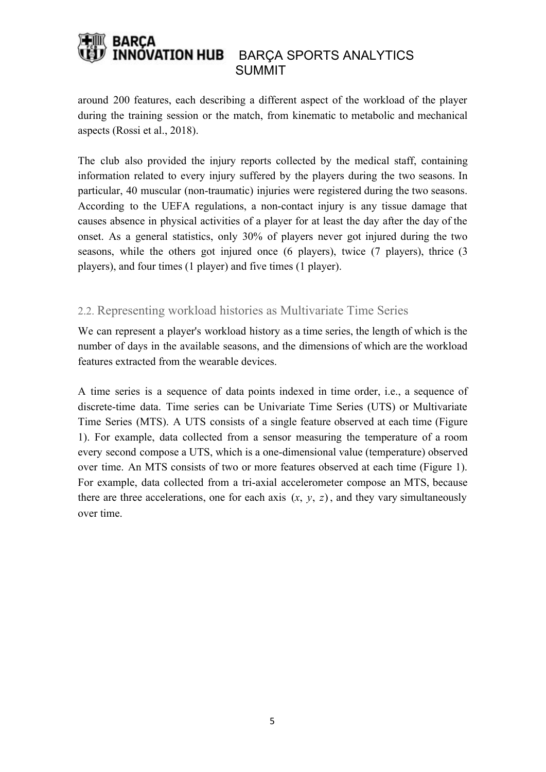around 200 features, each describing a different aspect of the workload of the player during the training session or the match, from kinematic to metabolic and mechanical aspects (Rossi et al., 2018).

The club also provided the injury reports collected by the medical staff, containing information related to every injury suffered by the players during the two seasons. In particular, 40 muscular (non-traumatic) injuries were registered during the two seasons. According to the UEFA regulations, a non-contact injury is any tissue damage that causes absence in physical activities of a player for at least the day after the day of the onset. As a general statistics, only 30% of players never got injured during the two seasons, while the others got injured once (6 players), twice (7 players), thrice (3 players), and four times (1 player) and five times (1 player).

## 2.2. Representing workload histories as Multivariate Time Series

We can represent a player's workload history as a time series, the length of which is the number of days in the available seasons, and the dimensions of which are the workload features extracted from the wearable devices.

A time series is a sequence of data points indexed in time order, i.e., a sequence of discrete-time data. Time series can be Univariate Time Series (UTS) or Multivariate Time Series (MTS). A UTS consists of a single feature observed at each time (Figure 1). For example, data collected from a sensor measuring the temperature of a room every second compose a UTS, which is a one-dimensional value (temperature) observed over time. An MTS consists of two or more features observed at each time (Figure 1). For example, data collected from a tri-axial accelerometer compose an MTS, because there are three accelerations, one for each axis $(x, y, z)$, and they vary simultaneously over time.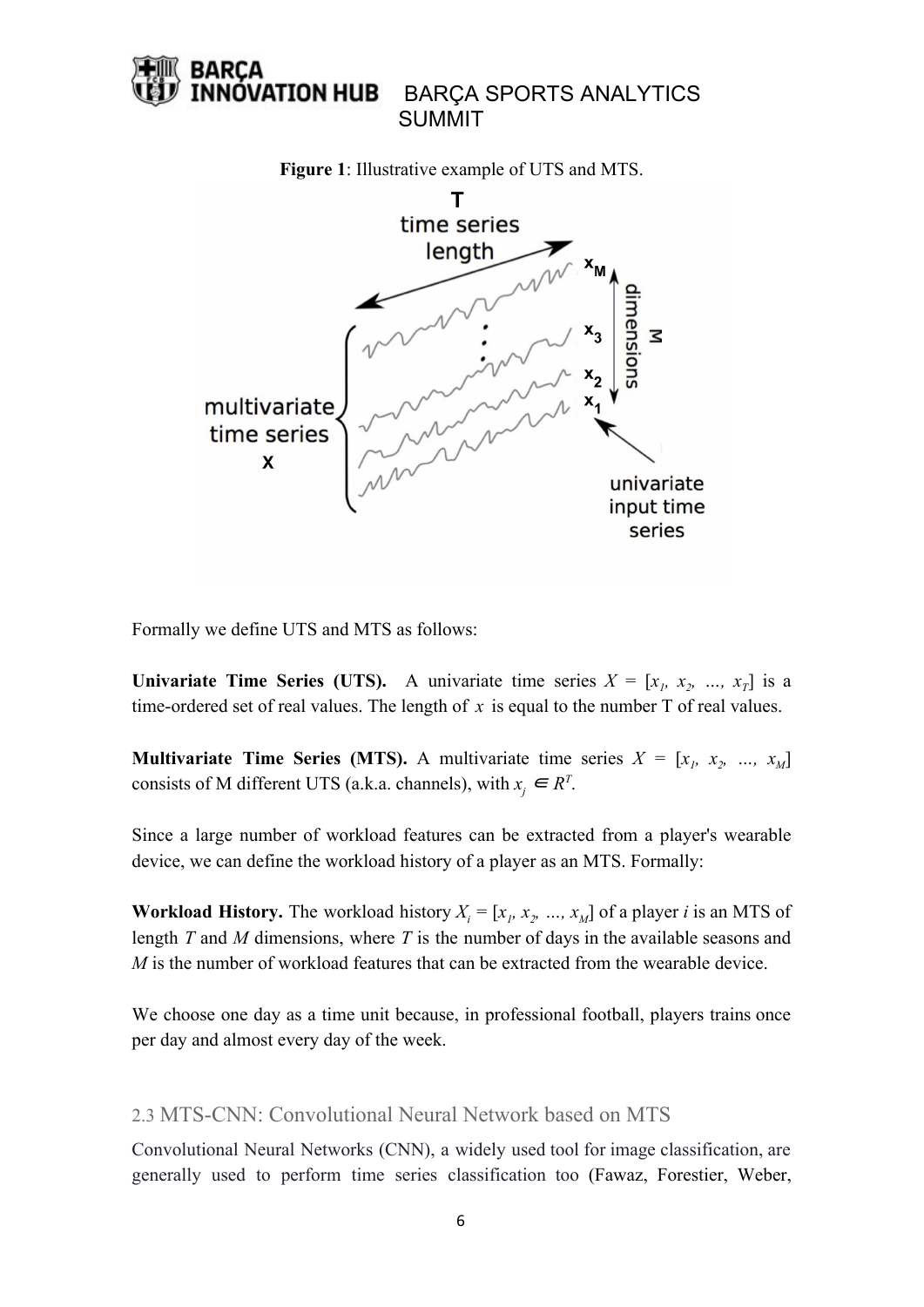**Figure 1**: Illustrative example of UTS and MTS.

Formally we define UTS and MTS as follows:

**Univariate Time Series (UTS).** A univariate time series $X = [x_1, x_2, ..., x_T]$ is a time-ordered set of real values. The length of $x$ is equal to the number T of real values.

**Multivariate Time Series (MTS).** A multivariate time series $X = [x_1, x_2, ..., x_M]$ consists of M different UTS (a.k.a. channels), with $x_j \in R^T$.

Since a large number of workload features can be extracted from a player's wearable device, we can define the workload history of a player as an MTS. Formally:

**Workload History.** The workload history $X_i = [x_1, x_2, ..., x_M]$ of a player $i$ is an MTS of length $T$ and $M$ dimensions, where $T$ is the number of days in the available seasons and $M$ is the number of workload features that can be extracted from the wearable device.

We choose one day as a time unit because, in professional football, players trains once per day and almost every day of the week.

## 2.3 MTS-CNN: Convolutional Neural Network based on MTS

Convolutional Neural Networks (CNN), a widely used tool for image classification, are generally used to perform time series classification too (Fawaz, Forestier, Weber,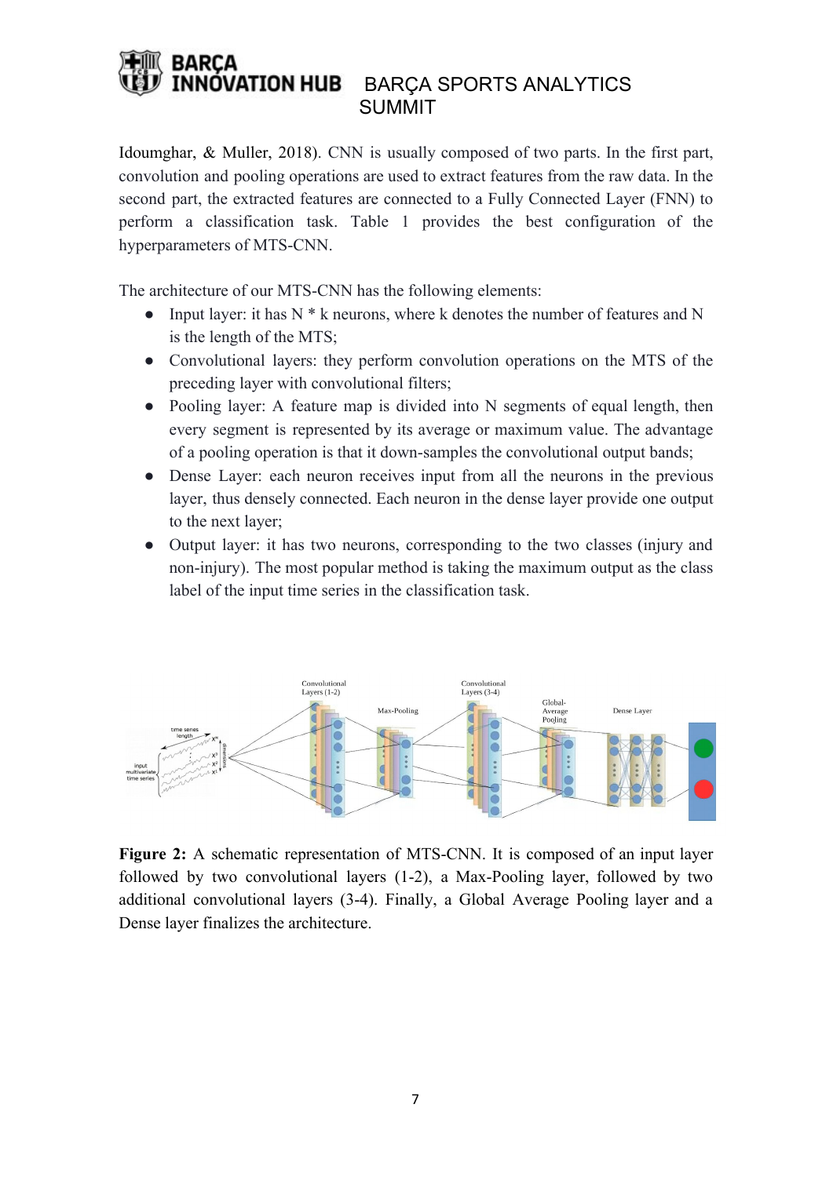Idoumghar, & Muller, 2018). CNN is usually composed of two parts. In the first part, convolution and pooling operations are used to extract features from the raw data. In the second part, the extracted features are connected to a Fully Connected Layer (FNN) to perform a classification task. Table 1 provides the best configuration of the hyperparameters of MTS-CNN.

The architecture of our MTS-CNN has the following elements:

- Input layer: it has N * k neurons, where k denotes the number of features and N is the length of the MTS;
- Convolutional layers: they perform convolution operations on the MTS of the preceding layer with convolutional filters;
- Pooling layer: A feature map is divided into N segments of equal length, then every segment is represented by its average or maximum value. The advantage of a pooling operation is that it down-samples the convolutional output bands;
- Dense Layer: each neuron receives input from all the neurons in the previous layer, thus densely connected. Each neuron in the dense layer provide one output to the next layer;
- Output layer: it has two neurons, corresponding to the two classes (injury and non-injury). The most popular method is taking the maximum output as the class label of the input time series in the classification task.

**Figure 2:** A schematic representation of MTS-CNN. It is composed of an input layer followed by two convolutional layers (1-2), a Max-Pooling layer, followed by two additional convolutional layers (3-4). Finally, a Global Average Pooling layer and a Dense layer finalizes the architecture.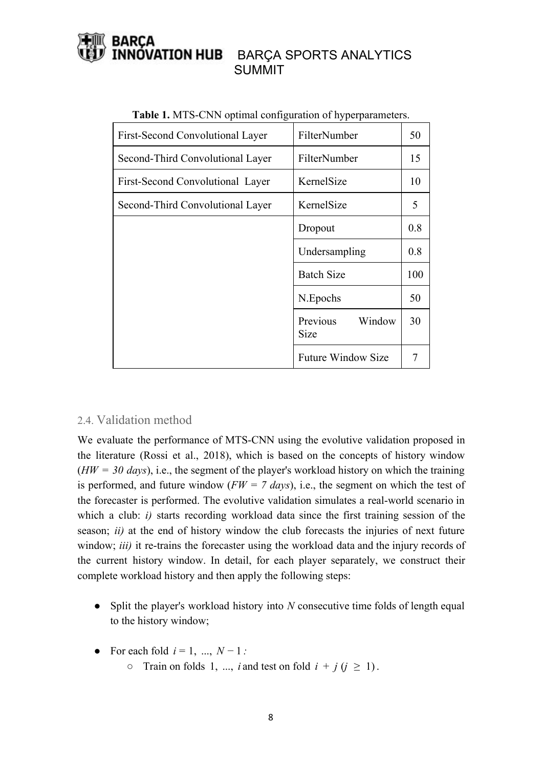**Table 1.** MTS-CNN optimal configuration of hyperparameters.

| | | |
|---|---|---|
| First-Second Convolutional Layer | FilterNumber | 50 |
| Second-Third Convolutional Layer | FilterNumber | 15 |
| First-Second Convolutional Layer | KernelSize | 10 |
| Second-Third Convolutional Layer | KernelSize | 5 |
| | Dropout | 0.8 |
| | Undersampling | 0.8 |
| | Batch Size | 100 |
| | N.Epochs | 50 |
| | Previous Window Size | 30 |
| | Future Window Size | 7 |

## 2.4. Validation method

We evaluate the performance of MTS-CNN using the evolutive validation proposed in the literature (Rossi et al., 2018), which is based on the concepts of history window (*HW = 30 days*), i.e., the segment of the player's workload history on which the training is performed, and future window (*FW = 7 days*), i.e., the segment on which the test of the forecaster is performed. The evolutive validation simulates a real-world scenario in which a club: *i)* starts recording workload data since the first training session of the season; *ii)* at the end of history window the club forecasts the injuries of next future window; *iii)* it re-trains the forecaster using the workload data and the injury records of the current history window. In detail, for each player separately, we construct their complete workload history and then apply the following steps:

- Split the player's workload history into $N$ consecutive time folds of length equal to the history window;
- For each fold $i = 1, \ldots, N-1$:
  - Train on folds $1, \ldots, i$ and test on fold $i + j$ $(j \geq 1)$.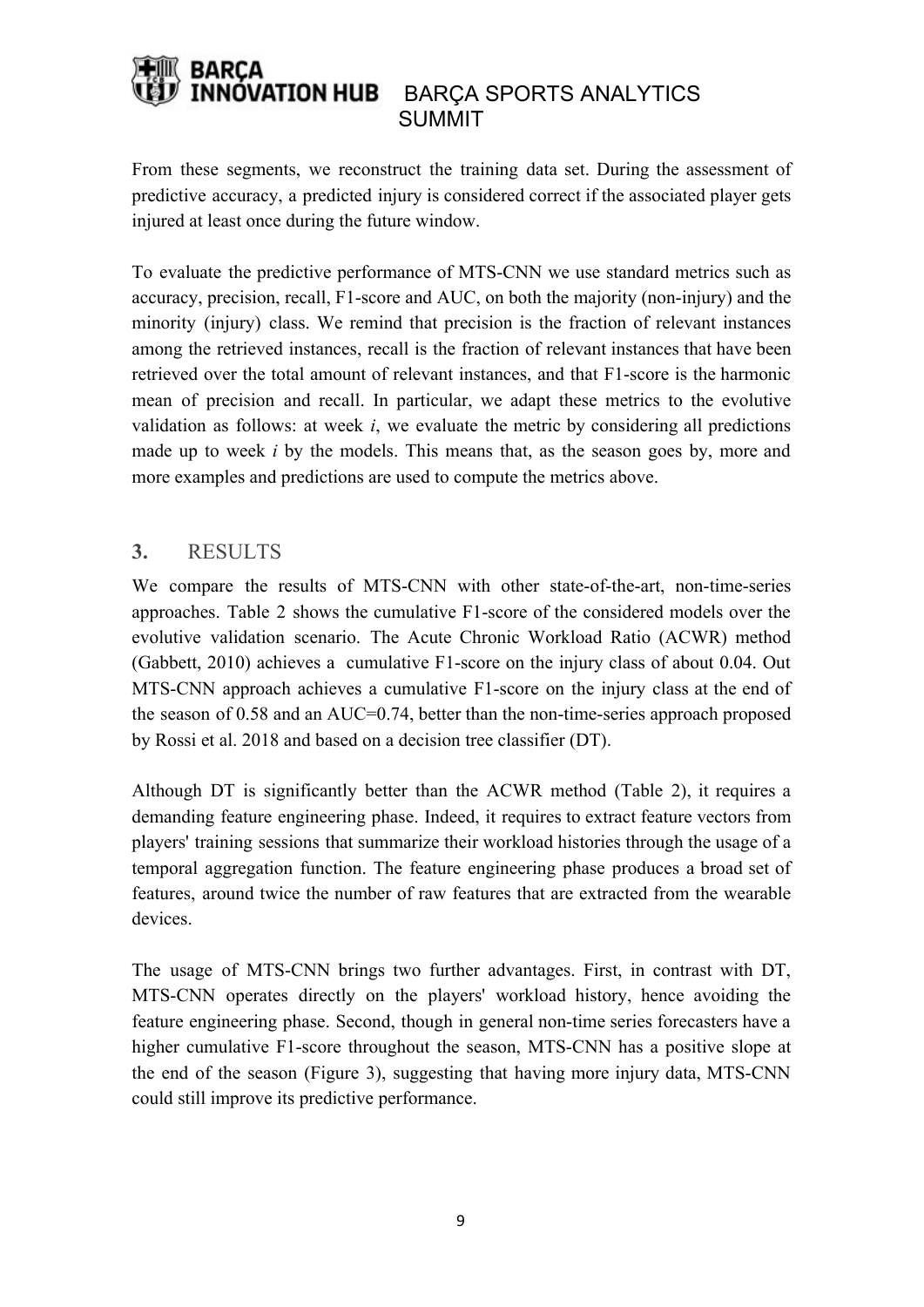From these segments, we reconstruct the training data set. During the assessment of predictive accuracy, a predicted injury is considered correct if the associated player gets injured at least once during the future window.

To evaluate the predictive performance of MTS-CNN we use standard metrics such as accuracy, precision, recall, F1-score and AUC, on both the majority (non-injury) and the minority (injury) class. We remind that precision is the fraction of relevant instances among the retrieved instances, recall is the fraction of relevant instances that have been retrieved over the total amount of relevant instances, and that F1-score is the harmonic mean of precision and recall. In particular, we adapt these metrics to the evolutive validation as follows: at week $i$, we evaluate the metric by considering all predictions made up to week $i$ by the models. This means that, as the season goes by, more and more examples and predictions are used to compute the metrics above.

## 3. RESULTS

We compare the results of MTS-CNN with other state-of-the-art, non-time-series approaches. Table 2 shows the cumulative F1-score of the considered models over the evolutive validation scenario. The Acute Chronic Workload Ratio (ACWR) method (Gabbett, 2010) achieves a cumulative F1-score on the injury class of about 0.04. Out MTS-CNN approach achieves a cumulative F1-score on the injury class at the end of the season of 0.58 and an AUC=0.74, better than the non-time-series approach proposed by Rossi et al. 2018 and based on a decision tree classifier (DT).

Although DT is significantly better than the ACWR method (Table 2), it requires a demanding feature engineering phase. Indeed, it requires to extract feature vectors from players' training sessions that summarize their workload histories through the usage of a temporal aggregation function. The feature engineering phase produces a broad set of features, around twice the number of raw features that are extracted from the wearable devices.

The usage of MTS-CNN brings two further advantages. First, in contrast with DT, MTS-CNN operates directly on the players' workload history, hence avoiding the feature engineering phase. Second, though in general non-time series forecasters have a higher cumulative F1-score throughout the season, MTS-CNN has a positive slope at the end of the season (Figure 3), suggesting that having more injury data, MTS-CNN could still improve its predictive performance.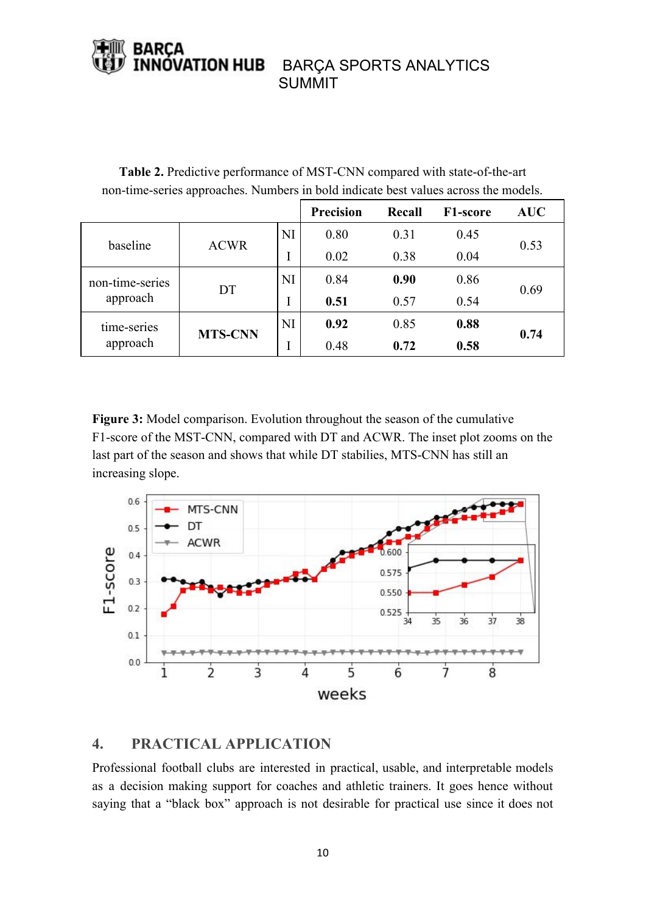**Table 2.** Predictive performance of MST-CNN compared with state-of-the-art non-time-series approaches. Numbers in bold indicate best values across the models.

| | | | Precision | Recall | F1-score | AUC |
|---|---|---|---|---|---|---|
| baseline | ACWR | NI | 0.80 | 0.31 | 0.45 | 0.53 |
| | | I | 0.02 | 0.38 | 0.04 | |
| non-time-series approach | DT | NI | 0.84 | **0.90** | 0.86 | 0.69 |
| | | I | **0.51** | 0.57 | 0.54 | |
| time-series approach | **MTS-CNN** | NI | **0.92** | 0.85 | **0.88** | **0.74** |
| | | I | 0.48 | **0.72** | **0.58** | |

**Figure 3:** Model comparison. Evolution throughout the season of the cumulative F1-score of the MST-CNN, compared with DT and ACWR. The inset plot zooms on the last part of the season and shows that while DT stabilies, MTS-CNN has still an increasing slope.

## 4. PRACTICAL APPLICATION

Professional football clubs are interested in practical, usable, and interpretable models as a decision making support for coaches and athletic trainers. It goes hence without saying that a "black box" approach is not desirable for practical use since it does not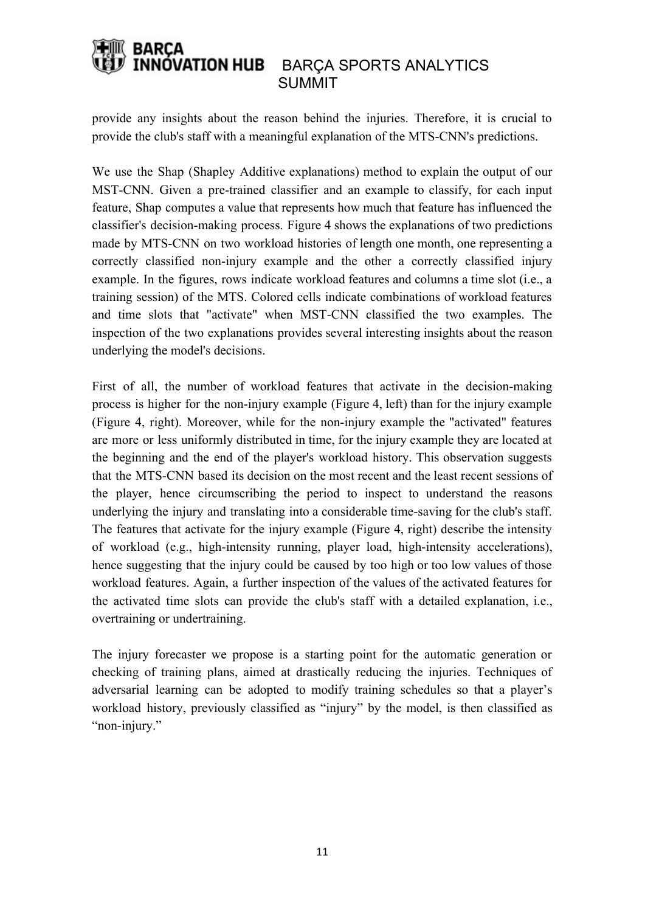provide any insights about the reason behind the injuries. Therefore, it is crucial to provide the club's staff with a meaningful explanation of the MTS-CNN's predictions.

We use the Shap (Shapley Additive explanations) method to explain the output of our MST-CNN. Given a pre-trained classifier and an example to classify, for each input feature, Shap computes a value that represents how much that feature has influenced the classifier's decision-making process. Figure 4 shows the explanations of two predictions made by MTS-CNN on two workload histories of length one month, one representing a correctly classified non-injury example and the other a correctly classified injury example. In the figures, rows indicate workload features and columns a time slot (i.e., a training session) of the MTS. Colored cells indicate combinations of workload features and time slots that "activate" when MST-CNN classified the two examples. The inspection of the two explanations provides several interesting insights about the reason underlying the model's decisions.

First of all, the number of workload features that activate in the decision-making process is higher for the non-injury example (Figure 4, left) than for the injury example (Figure 4, right). Moreover, while for the non-injury example the "activated" features are more or less uniformly distributed in time, for the injury example they are located at the beginning and the end of the player's workload history. This observation suggests that the MTS-CNN based its decision on the most recent and the least recent sessions of the player, hence circumscribing the period to inspect to understand the reasons underlying the injury and translating into a considerable time-saving for the club's staff. The features that activate for the injury example (Figure 4, right) describe the intensity of workload (e.g., high-intensity running, player load, high-intensity accelerations), hence suggesting that the injury could be caused by too high or too low values of those workload features. Again, a further inspection of the values of the activated features for the activated time slots can provide the club's staff with a detailed explanation, i.e., overtraining or undertraining.

The injury forecaster we propose is a starting point for the automatic generation or checking of training plans, aimed at drastically reducing the injuries. Techniques of adversarial learning can be adopted to modify training schedules so that a player's workload history, previously classified as "injury" by the model, is then classified as "non-injury."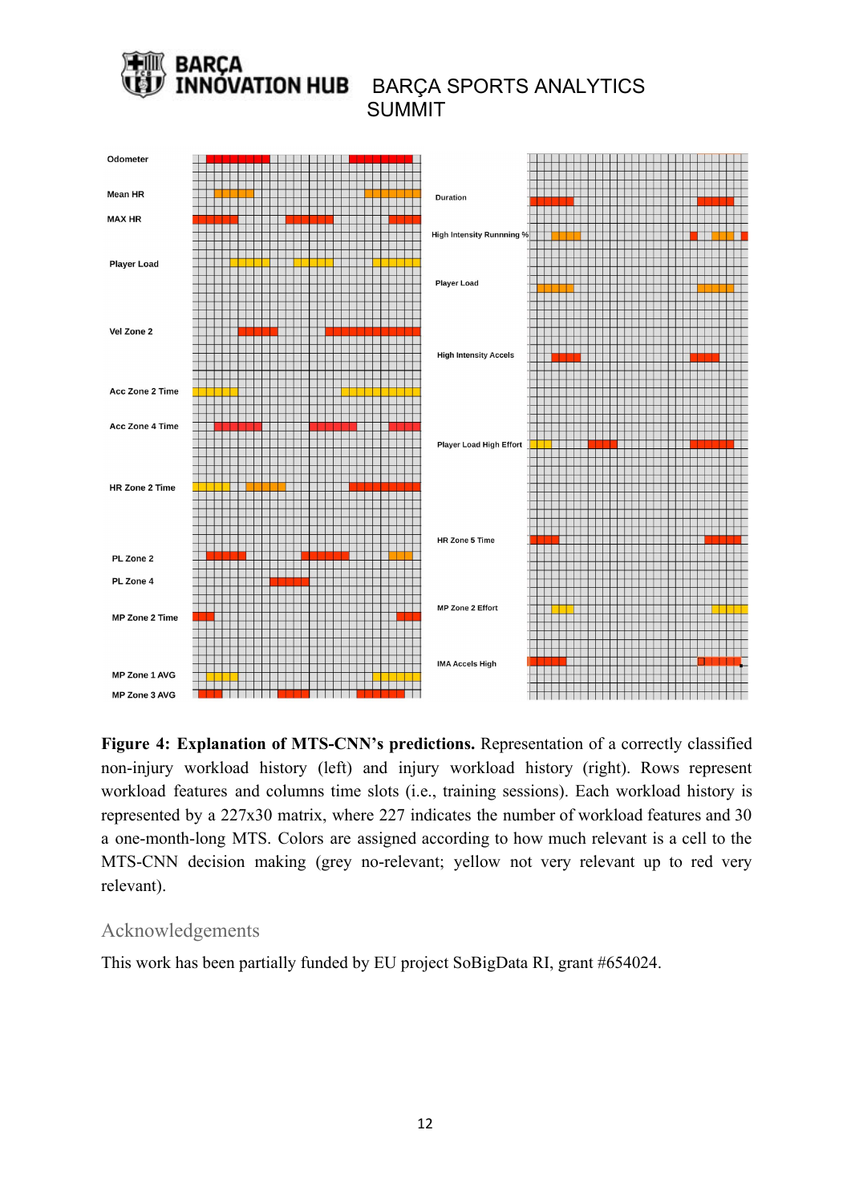**Figure 4: Explanation of MTS-CNN's predictions.** Representation of a correctly classified non-injury workload history (left) and injury workload history (right). Rows represent workload features and columns time slots (i.e., training sessions). Each workload history is represented by a 227x30 matrix, where 227 indicates the number of workload features and 30 a one-month-long MTS. Colors are assigned according to how much relevant is a cell to the MTS-CNN decision making (grey no-relevant; yellow not very relevant up to red very relevant).

## Acknowledgements

This work has been partially funded by EU project SoBigData RI, grant #654024.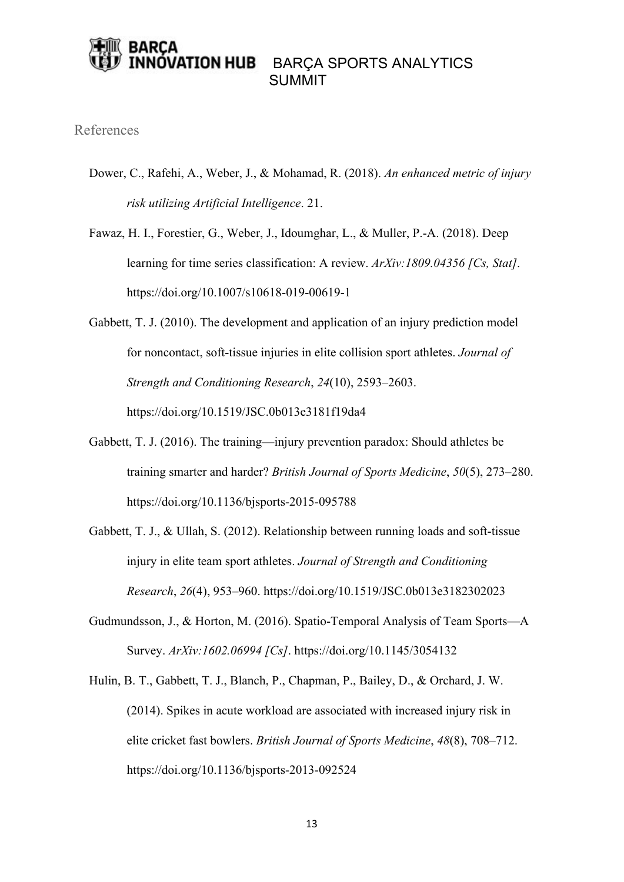## References

Dower, C., Rafehi, A., Weber, J., & Mohamad, R. (2018). *An enhanced metric of injury risk utilizing Artificial Intelligence*. 21.

Fawaz, H. I., Forestier, G., Weber, J., Idoumghar, L., & Muller, P.-A. (2018). Deep learning for time series classification: A review. *ArXiv:1809.04356 [Cs, Stat]*. https://doi.org/10.1007/s10618-019-00619-1

Gabbett, T. J. (2010). The development and application of an injury prediction model for noncontact, soft-tissue injuries in elite collision sport athletes. *Journal of Strength and Conditioning Research*, *24*(10), 2593–2603. https://doi.org/10.1519/JSC.0b013e3181f19da4

Gabbett, T. J. (2016). The training—injury prevention paradox: Should athletes be training smarter and harder? *British Journal of Sports Medicine*, *50*(5), 273–280. https://doi.org/10.1136/bjsports-2015-095788

Gabbett, T. J., & Ullah, S. (2012). Relationship between running loads and soft-tissue injury in elite team sport athletes. *Journal of Strength and Conditioning Research*, *26*(4), 953–960. https://doi.org/10.1519/JSC.0b013e3182302023

Gudmundsson, J., & Horton, M. (2016). Spatio-Temporal Analysis of Team Sports—A Survey. *ArXiv:1602.06994 [Cs]*. https://doi.org/10.1145/3054132

Hulin, B. T., Gabbett, T. J., Blanch, P., Chapman, P., Bailey, D., & Orchard, J. W. (2014). Spikes in acute workload are associated with increased injury risk in elite cricket fast bowlers. *British Journal of Sports Medicine*, *48*(8), 708–712. https://doi.org/10.1136/bjsports-2013-092524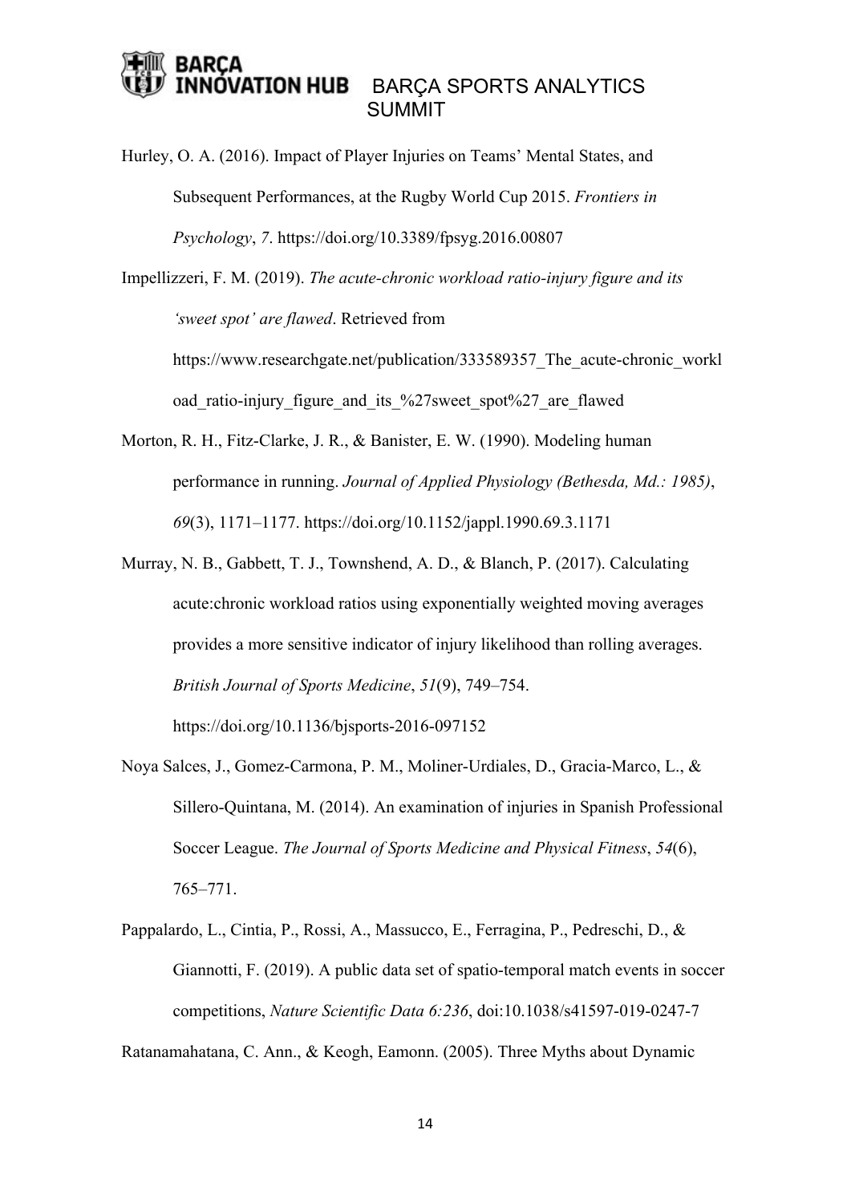Hurley, O. A. (2016). Impact of Player Injuries on Teams' Mental States, and Subsequent Performances, at the Rugby World Cup 2015. *Frontiers in Psychology*, *7*. https://doi.org/10.3389/fpsyg.2016.00807

Impellizzeri, F. M. (2019). *The acute-chronic workload ratio-injury figure and its 'sweet spot' are flawed*. Retrieved from https://www.researchgate.net/publication/333589357_The_acute-chronic_workload_ratio-injury_figure_and_its_%27sweet_spot%27_are_flawed

Morton, R. H., Fitz-Clarke, J. R., & Banister, E. W. (1990). Modeling human performance in running. *Journal of Applied Physiology (Bethesda, Md.: 1985)*, *69*(3), 1171–1177. https://doi.org/10.1152/jappl.1990.69.3.1171

Murray, N. B., Gabbett, T. J., Townshend, A. D., & Blanch, P. (2017). Calculating acute:chronic workload ratios using exponentially weighted moving averages provides a more sensitive indicator of injury likelihood than rolling averages. *British Journal of Sports Medicine*, *51*(9), 749–754. https://doi.org/10.1136/bjsports-2016-097152

Noya Salces, J., Gomez-Carmona, P. M., Moliner-Urdiales, D., Gracia-Marco, L., & Sillero-Quintana, M. (2014). An examination of injuries in Spanish Professional Soccer League. *The Journal of Sports Medicine and Physical Fitness*, *54*(6), 765–771.

Pappalardo, L., Cintia, P., Rossi, A., Massucco, E., Ferragina, P., Pedreschi, D., & Giannotti, F. (2019). A public data set of spatio-temporal match events in soccer competitions, *Nature Scientific Data 6:236*, doi:10.1038/s41597-019-0247-7

Ratanamahatana, C. Ann., & Keogh, Eamonn. (2005). Three Myths about Dynamic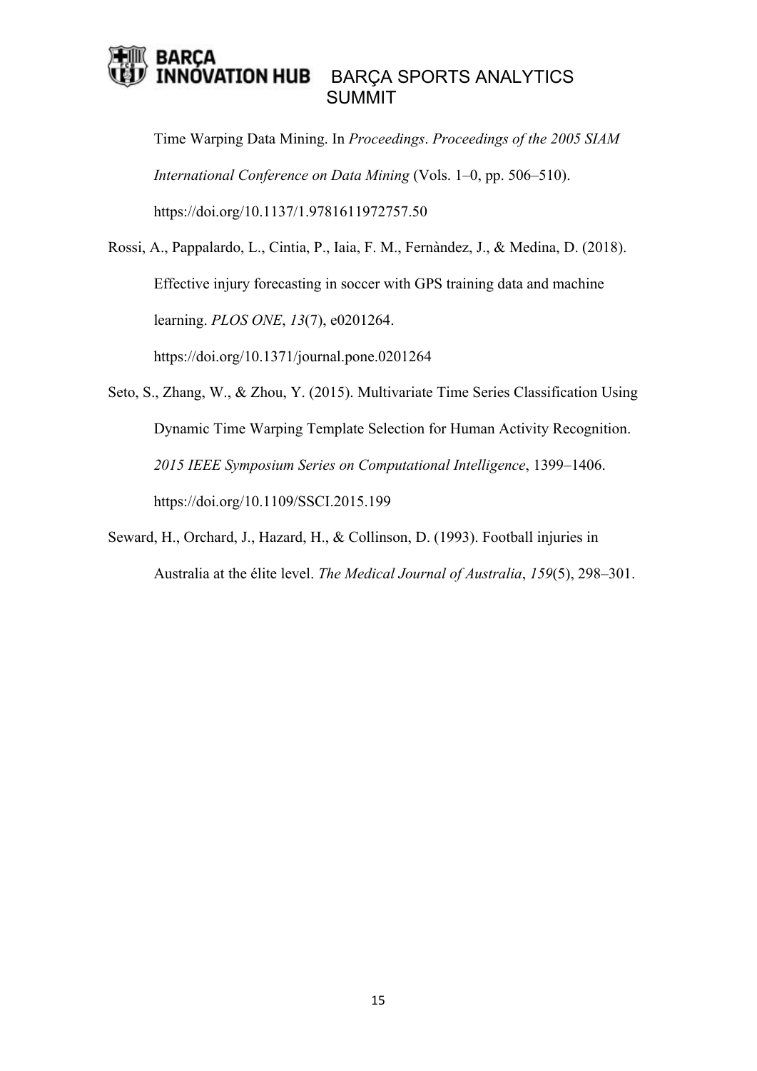Time Warping Data Mining. In *Proceedings*. *Proceedings of the 2005 SIAM International Conference on Data Mining* (Vols. 1–0, pp. 506–510). https://doi.org/10.1137/1.9781611972757.50

Rossi, A., Pappalardo, L., Cintia, P., Iaia, F. M., Fernàndez, J., & Medina, D. (2018). Effective injury forecasting in soccer with GPS training data and machine learning. *PLOS ONE*, *13*(7), e0201264. https://doi.org/10.1371/journal.pone.0201264

Seto, S., Zhang, W., & Zhou, Y. (2015). Multivariate Time Series Classification Using Dynamic Time Warping Template Selection for Human Activity Recognition. *2015 IEEE Symposium Series on Computational Intelligence*, 1399–1406. https://doi.org/10.1109/SSCI.2015.199

Seward, H., Orchard, J., Hazard, H., & Collinson, D. (1993). Football injuries in Australia at the élite level. *The Medical Journal of Australia*, *159*(5), 298–301.